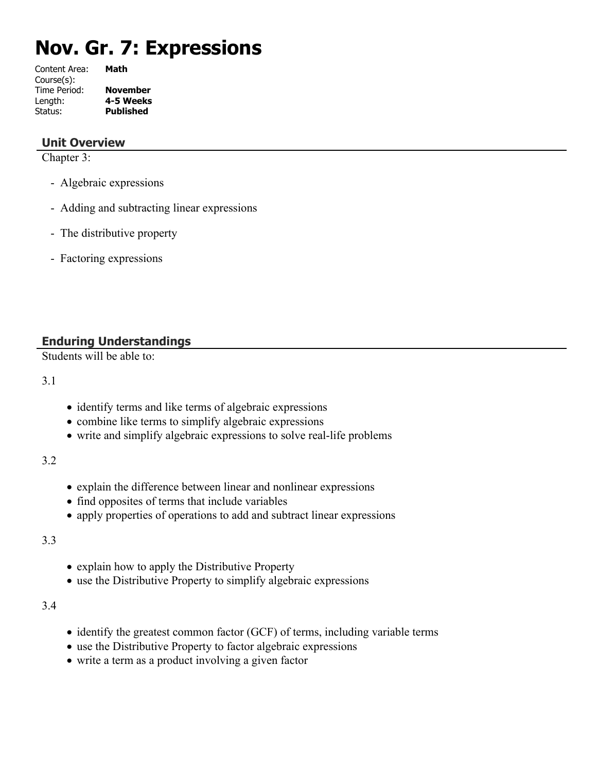# Nov. Gr. 7: Expressions

Content Area: **Math**
Course(s):
Time Period: **November**
Length: **4-5 Weeks**
Status: **Published**

## Unit Overview

Chapter 3:

- Algebraic expressions
- Adding and subtracting linear expressions
- The distributive property
- Factoring expressions

## Enduring Understandings

Students will be able to:

3.1

- identify terms and like terms of algebraic expressions
- combine like terms to simplify algebraic expressions
- write and simplify algebraic expressions to solve real-life problems

3.2

- explain the difference between linear and nonlinear expressions
- find opposites of terms that include variables
- apply properties of operations to add and subtract linear expressions

3.3

- explain how to apply the Distributive Property
- use the Distributive Property to simplify algebraic expressions

3.4

- identify the greatest common factor (GCF) of terms, including variable terms
- use the Distributive Property to factor algebraic expressions
- write a term as a product involving a given factor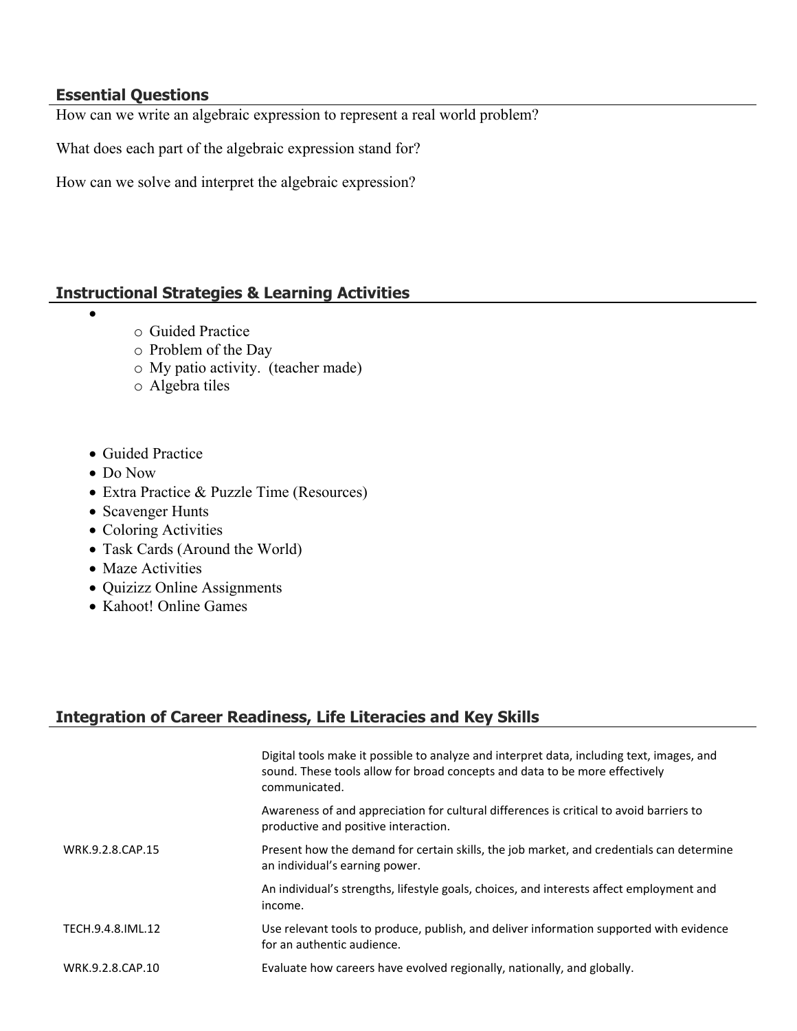## Essential Questions

How can we write an algebraic expression to represent a real world problem?

What does each part of the algebraic expression stand for?

How can we solve and interpret the algebraic expression?

## Instructional Strategies & Learning Activities

- 
    - Guided Practice
    - Problem of the Day
    - My patio activity. (teacher made)
    - Algebra tiles

- Guided Practice
- Do Now
- Extra Practice & Puzzle Time (Resources)
- Scavenger Hunts
- Coloring Activities
- Task Cards (Around the World)
- Maze Activities
- Quizizz Online Assignments
- Kahoot! Online Games

## Integration of Career Readiness, Life Literacies and Key Skills

| | |
|---|---|
| | Digital tools make it possible to analyze and interpret data, including text, images, and sound. These tools allow for broad concepts and data to be more effectively communicated. |
| | Awareness of and appreciation for cultural differences is critical to avoid barriers to productive and positive interaction. |
| WRK.9.2.8.CAP.15 | Present how the demand for certain skills, the job market, and credentials can determine an individual's earning power. |
| | An individual's strengths, lifestyle goals, choices, and interests affect employment and income. |
| TECH.9.4.8.IML.12 | Use relevant tools to produce, publish, and deliver information supported with evidence for an authentic audience. |
| WRK.9.2.8.CAP.10 | Evaluate how careers have evolved regionally, nationally, and globally. |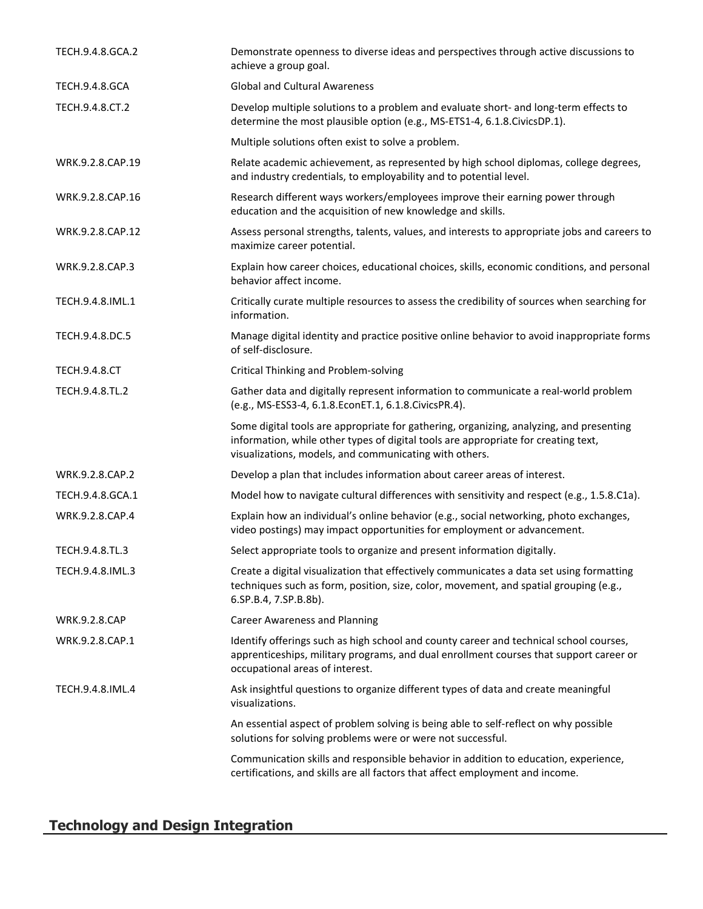| | |
|---|---|
| TECH.9.4.8.GCA.2 | Demonstrate openness to diverse ideas and perspectives through active discussions to achieve a group goal. |
| TECH.9.4.8.GCA | Global and Cultural Awareness |
| TECH.9.4.8.CT.2 | Develop multiple solutions to a problem and evaluate short- and long-term effects to determine the most plausible option (e.g., MS-ETS1-4, 6.1.8.CivicsDP.1). |
| | Multiple solutions often exist to solve a problem. |
| WRK.9.2.8.CAP.19 | Relate academic achievement, as represented by high school diplomas, college degrees, and industry credentials, to employability and to potential level. |
| WRK.9.2.8.CAP.16 | Research different ways workers/employees improve their earning power through education and the acquisition of new knowledge and skills. |
| WRK.9.2.8.CAP.12 | Assess personal strengths, talents, values, and interests to appropriate jobs and careers to maximize career potential. |
| WRK.9.2.8.CAP.3 | Explain how career choices, educational choices, skills, economic conditions, and personal behavior affect income. |
| TECH.9.4.8.IML.1 | Critically curate multiple resources to assess the credibility of sources when searching for information. |
| TECH.9.4.8.DC.5 | Manage digital identity and practice positive online behavior to avoid inappropriate forms of self-disclosure. |
| TECH.9.4.8.CT | Critical Thinking and Problem-solving |
| TECH.9.4.8.TL.2 | Gather data and digitally represent information to communicate a real-world problem (e.g., MS-ESS3-4, 6.1.8.EconET.1, 6.1.8.CivicsPR.4). |
| | Some digital tools are appropriate for gathering, organizing, analyzing, and presenting information, while other types of digital tools are appropriate for creating text, visualizations, models, and communicating with others. |
| WRK.9.2.8.CAP.2 | Develop a plan that includes information about career areas of interest. |
| TECH.9.4.8.GCA.1 | Model how to navigate cultural differences with sensitivity and respect (e.g., 1.5.8.C1a). |
| WRK.9.2.8.CAP.4 | Explain how an individual's online behavior (e.g., social networking, photo exchanges, video postings) may impact opportunities for employment or advancement. |
| TECH.9.4.8.TL.3 | Select appropriate tools to organize and present information digitally. |
| TECH.9.4.8.IML.3 | Create a digital visualization that effectively communicates a data set using formatting techniques such as form, position, size, color, movement, and spatial grouping (e.g., 6.SP.B.4, 7.SP.B.8b). |
| WRK.9.2.8.CAP | Career Awareness and Planning |
| WRK.9.2.8.CAP.1 | Identify offerings such as high school and county career and technical school courses, apprenticeships, military programs, and dual enrollment courses that support career or occupational areas of interest. |
| TECH.9.4.8.IML.4 | Ask insightful questions to organize different types of data and create meaningful visualizations. |
| | An essential aspect of problem solving is being able to self-reflect on why possible solutions for solving problems were or were not successful. |
| | Communication skills and responsible behavior in addition to education, experience, certifications, and skills are all factors that affect employment and income. |

## Technology and Design Integration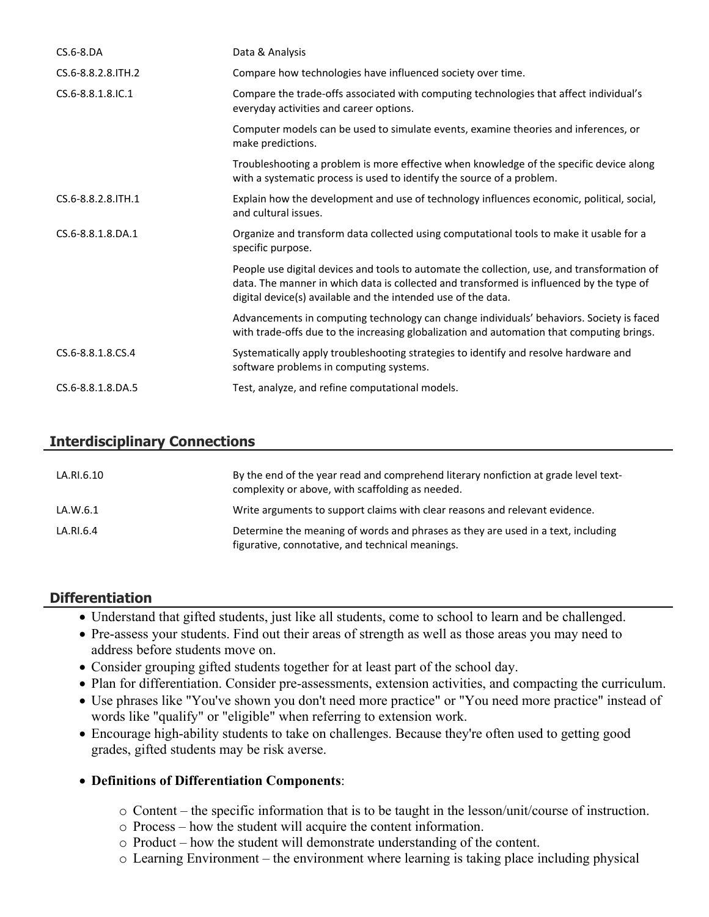| | |
|---|---|
| CS.6-8.DA | Data & Analysis |
| CS.6-8.8.2.8.ITH.2 | Compare how technologies have influenced society over time. |
| CS.6-8.8.1.8.IC.1 | Compare the trade-offs associated with computing technologies that affect individual's everyday activities and career options. |
| | Computer models can be used to simulate events, examine theories and inferences, or make predictions. |
| | Troubleshooting a problem is more effective when knowledge of the specific device along with a systematic process is used to identify the source of a problem. |
| CS.6-8.8.2.8.ITH.1 | Explain how the development and use of technology influences economic, political, social, and cultural issues. |
| CS.6-8.8.1.8.DA.1 | Organize and transform data collected using computational tools to make it usable for a specific purpose. |
| | People use digital devices and tools to automate the collection, use, and transformation of data. The manner in which data is collected and transformed is influenced by the type of digital device(s) available and the intended use of the data. |
| | Advancements in computing technology can change individuals' behaviors. Society is faced with trade-offs due to the increasing globalization and automation that computing brings. |
| CS.6-8.8.1.8.CS.4 | Systematically apply troubleshooting strategies to identify and resolve hardware and software problems in computing systems. |
| CS.6-8.8.1.8.DA.5 | Test, analyze, and refine computational models. |

## Interdisciplinary Connections

| | |
|---|---|
| LA.RI.6.10 | By the end of the year read and comprehend literary nonfiction at grade level text-complexity or above, with scaffolding as needed. |
| LA.W.6.1 | Write arguments to support claims with clear reasons and relevant evidence. |
| LA.RI.6.4 | Determine the meaning of words and phrases as they are used in a text, including figurative, connotative, and technical meanings. |

## Differentiation

- Understand that gifted students, just like all students, come to school to learn and be challenged.
- Pre-assess your students. Find out their areas of strength as well as those areas you may need to address before students move on.
- Consider grouping gifted students together for at least part of the school day.
- Plan for differentiation. Consider pre-assessments, extension activities, and compacting the curriculum.
- Use phrases like "You've shown you don't need more practice" or "You need more practice" instead of words like "qualify" or "eligible" when referring to extension work.
- Encourage high-ability students to take on challenges. Because they're often used to getting good grades, gifted students may be risk averse.
- **Definitions of Differentiation Components**:
  - Content – the specific information that is to be taught in the lesson/unit/course of instruction.
  - Process – how the student will acquire the content information.
  - Product – how the student will demonstrate understanding of the content.
  - Learning Environment – the environment where learning is taking place including physical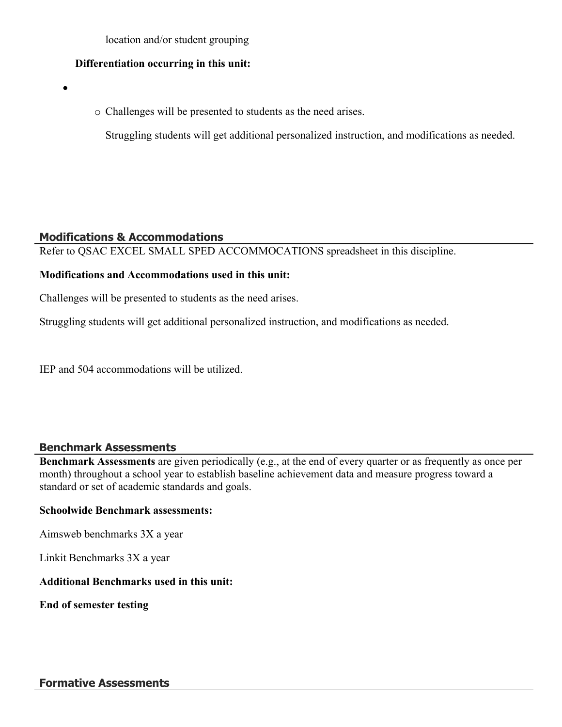location and/or student grouping

**Differentiation occurring in this unit:**

- 
    - Challenges will be presented to students as the need arises.

      Struggling students will get additional personalized instruction, and modifications as needed.

## Modifications & Accommodations

Refer to QSAC EXCEL SMALL SPED ACCOMMOCATIONS spreadsheet in this discipline.

**Modifications and Accommodations used in this unit:**

Challenges will be presented to students as the need arises.

Struggling students will get additional personalized instruction, and modifications as needed.

IEP and 504 accommodations will be utilized.

## Benchmark Assessments

**Benchmark Assessments** are given periodically (e.g., at the end of every quarter or as frequently as once per month) throughout a school year to establish baseline achievement data and measure progress toward a standard or set of academic standards and goals.

**Schoolwide Benchmark assessments:**

Aimsweb benchmarks 3X a year

Linkit Benchmarks 3X a year

**Additional Benchmarks used in this unit:**

**End of semester testing**

## Formative Assessments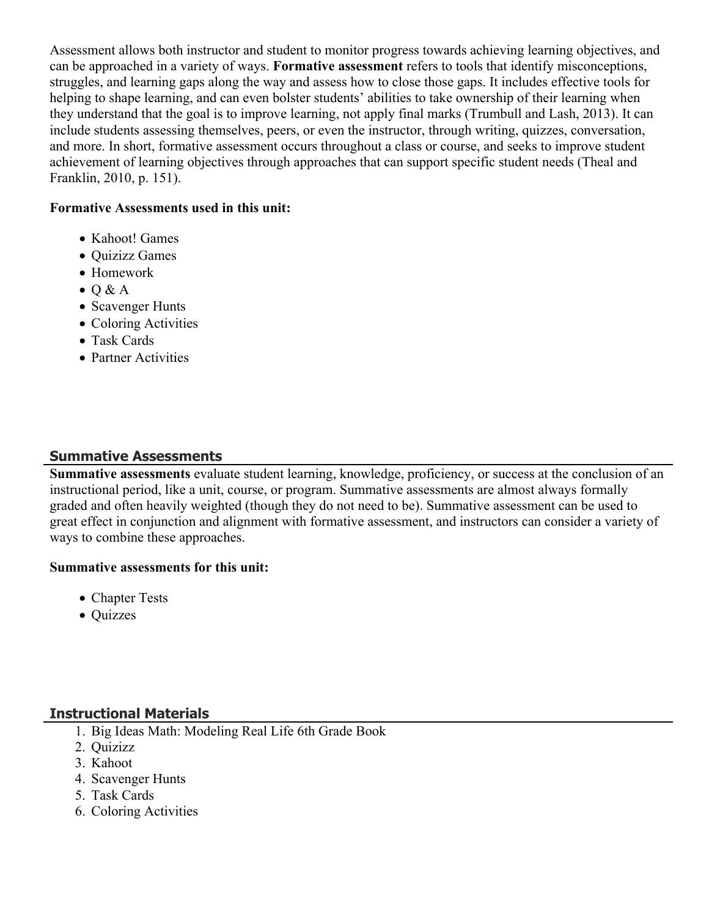Assessment allows both instructor and student to monitor progress towards achieving learning objectives, and can be approached in a variety of ways. **Formative assessment** refers to tools that identify misconceptions, struggles, and learning gaps along the way and assess how to close those gaps. It includes effective tools for helping to shape learning, and can even bolster students' abilities to take ownership of their learning when they understand that the goal is to improve learning, not apply final marks (Trumbull and Lash, 2013). It can include students assessing themselves, peers, or even the instructor, through writing, quizzes, conversation, and more. In short, formative assessment occurs throughout a class or course, and seeks to improve student achievement of learning objectives through approaches that can support specific student needs (Theal and Franklin, 2010, p. 151).

**Formative Assessments used in this unit:**

- Kahoot! Games
- Quizizz Games
- Homework
- Q & A
- Scavenger Hunts
- Coloring Activities
- Task Cards
- Partner Activities

## Summative Assessments

**Summative assessments** evaluate student learning, knowledge, proficiency, or success at the conclusion of an instructional period, like a unit, course, or program. Summative assessments are almost always formally graded and often heavily weighted (though they do not need to be). Summative assessment can be used to great effect in conjunction and alignment with formative assessment, and instructors can consider a variety of ways to combine these approaches.

**Summative assessments for this unit:**

- Chapter Tests
- Quizzes

## Instructional Materials

1. Big Ideas Math: Modeling Real Life 6th Grade Book
2. Quizizz
3. Kahoot
4. Scavenger Hunts
5. Task Cards
6. Coloring Activities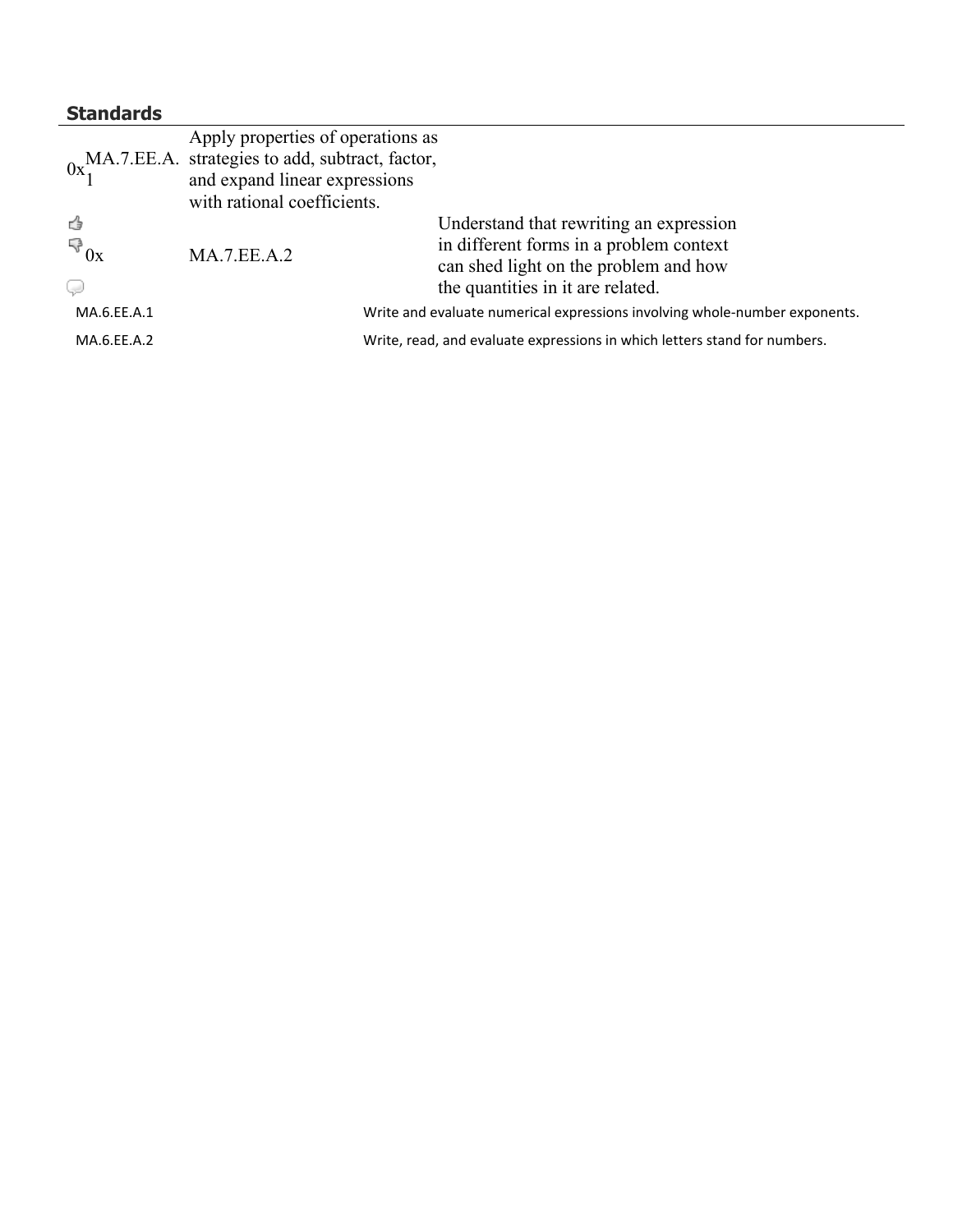## Standards

| | | |
|---|---|---|
| 0x | MA.7.EE.A.1 | Apply properties of operations as strategies to add, subtract, factor, and expand linear expressions with rational coefficients. |
| 0x | MA.7.EE.A.2 | Understand that rewriting an expression in different forms in a problem context can shed light on the problem and how the quantities in it are related. |
| | MA.6.EE.A.1 | Write and evaluate numerical expressions involving whole-number exponents. |
| | MA.6.EE.A.2 | Write, read, and evaluate expressions in which letters stand for numbers. |